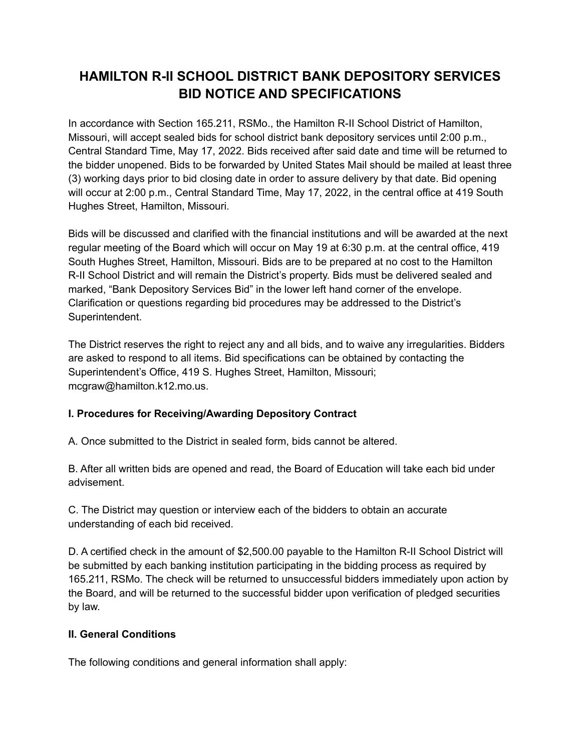# HAMILTON R-II SCHOOL DISTRICT BANK DEPOSITORY SERVICES BID NOTICE AND SPECIFICATIONS

In accordance with Section 165.211, RSMo., the Hamilton R-II School District of Hamilton, Missouri, will accept sealed bids for school district bank depository services until 2:00 p.m., Central Standard Time, May 17, 2022. Bids received after said date and time will be returned to the bidder unopened. Bids to be forwarded by United States Mail should be mailed at least three (3) working days prior to bid closing date in order to assure delivery by that date. Bid opening will occur at 2:00 p.m., Central Standard Time, May 17, 2022, in the central office at 419 South Hughes Street, Hamilton, Missouri.

Bids will be discussed and clarified with the financial institutions and will be awarded at the next regular meeting of the Board which will occur on May 19 at 6:30 p.m. at the central office, 419 South Hughes Street, Hamilton, Missouri. Bids are to be prepared at no cost to the Hamilton R-II School District and will remain the District's property. Bids must be delivered sealed and marked, "Bank Depository Services Bid" in the lower left hand corner of the envelope. Clarification or questions regarding bid procedures may be addressed to the District's Superintendent.

The District reserves the right to reject any and all bids, and to waive any irregularities. Bidders are asked to respond to all items. Bid specifications can be obtained by contacting the Superintendent's Office, 419 S. Hughes Street, Hamilton, Missouri; mcgraw@hamilton.k12.mo.us.

**I. Procedures for Receiving/Awarding Depository Contract**

A. Once submitted to the District in sealed form, bids cannot be altered.

B. After all written bids are opened and read, the Board of Education will take each bid under advisement.

C. The District may question or interview each of the bidders to obtain an accurate understanding of each bid received.

D. A certified check in the amount of $2,500.00 payable to the Hamilton R-II School District will be submitted by each banking institution participating in the bidding process as required by 165.211, RSMo. The check will be returned to unsuccessful bidders immediately upon action by the Board, and will be returned to the successful bidder upon verification of pledged securities by law.

**II. General Conditions**

The following conditions and general information shall apply: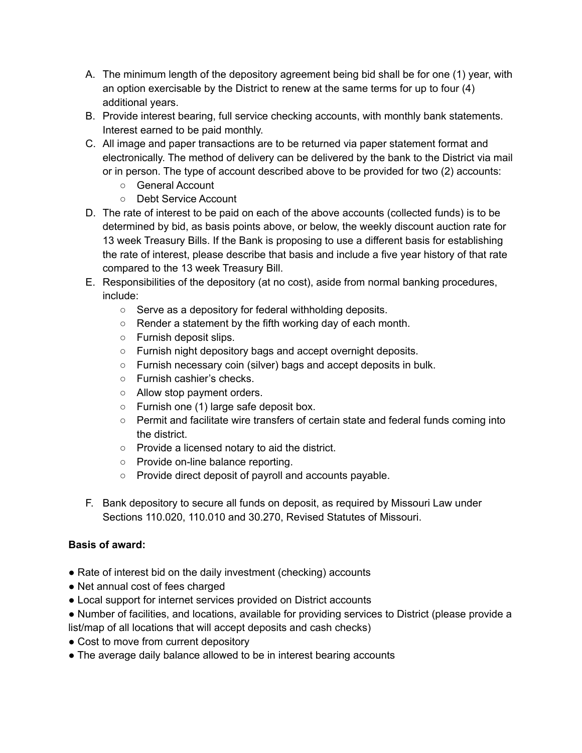A. The minimum length of the depository agreement being bid shall be for one (1) year, with an option exercisable by the District to renew at the same terms for up to four (4) additional years.
B. Provide interest bearing, full service checking accounts, with monthly bank statements. Interest earned to be paid monthly.
C. All image and paper transactions are to be returned via paper statement format and electronically. The method of delivery can be delivered by the bank to the District via mail or in person. The type of account described above to be provided for two (2) accounts:
    - General Account
    - Debt Service Account
D. The rate of interest to be paid on each of the above accounts (collected funds) is to be determined by bid, as basis points above, or below, the weekly discount auction rate for 13 week Treasury Bills. If the Bank is proposing to use a different basis for establishing the rate of interest, please describe that basis and include a five year history of that rate compared to the 13 week Treasury Bill.
E. Responsibilities of the depository (at no cost), aside from normal banking procedures, include:
    - Serve as a depository for federal withholding deposits.
    - Render a statement by the fifth working day of each month.
    - Furnish deposit slips.
    - Furnish night depository bags and accept overnight deposits.
    - Furnish necessary coin (silver) bags and accept deposits in bulk.
    - Furnish cashier's checks.
    - Allow stop payment orders.
    - Furnish one (1) large safe deposit box.
    - Permit and facilitate wire transfers of certain state and federal funds coming into the district.
    - Provide a licensed notary to aid the district.
    - Provide on-line balance reporting.
    - Provide direct deposit of payroll and accounts payable.

F. Bank depository to secure all funds on deposit, as required by Missouri Law under Sections 110.020, 110.010 and 30.270, Revised Statutes of Missouri.

**Basis of award:**

- Rate of interest bid on the daily investment (checking) accounts
- Net annual cost of fees charged
- Local support for internet services provided on District accounts
- Number of facilities, and locations, available for providing services to District (please provide a list/map of all locations that will accept deposits and cash checks)
- Cost to move from current depository
- The average daily balance allowed to be in interest bearing accounts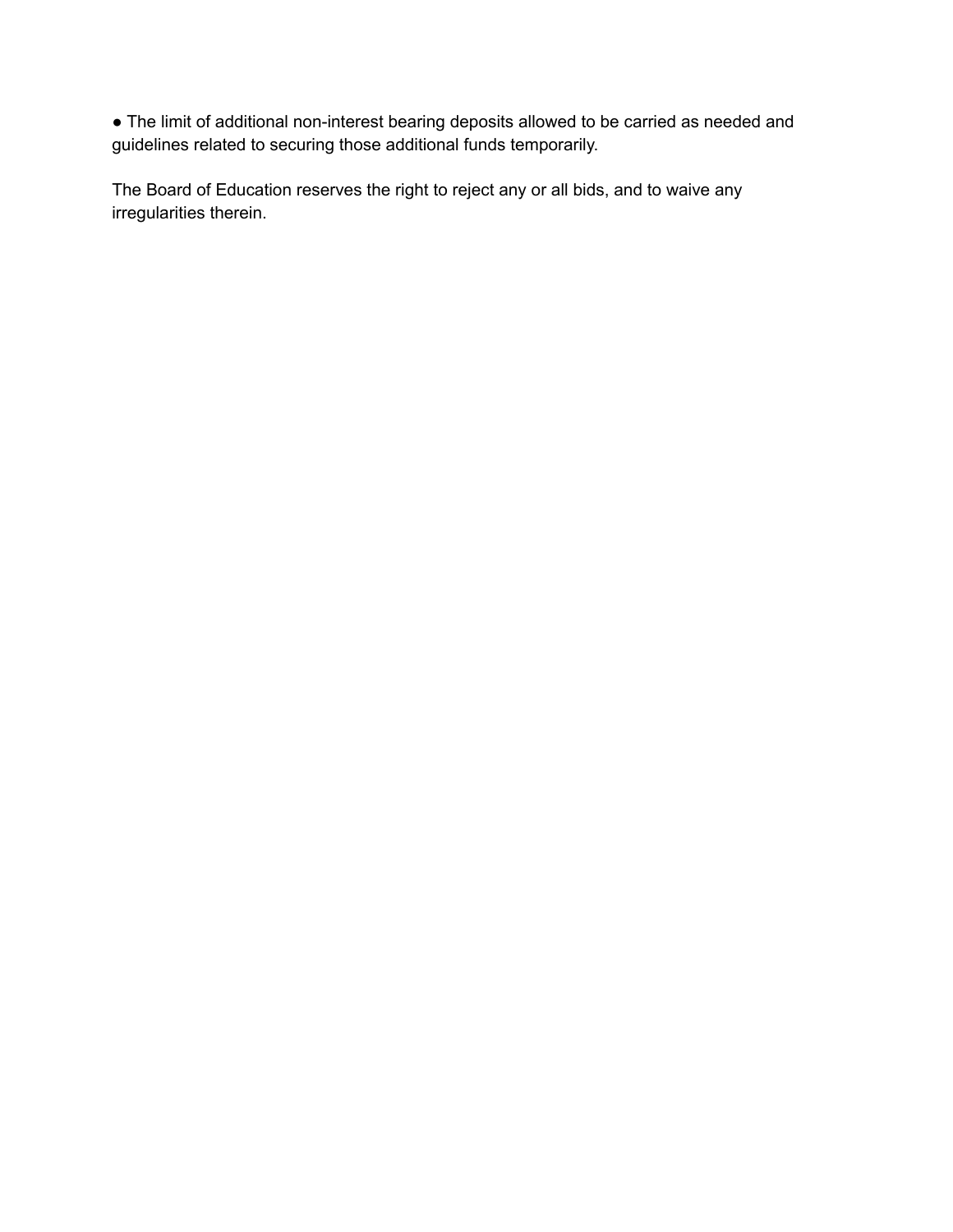- The limit of additional non-interest bearing deposits allowed to be carried as needed and guidelines related to securing those additional funds temporarily.

The Board of Education reserves the right to reject any or all bids, and to waive any irregularities therein.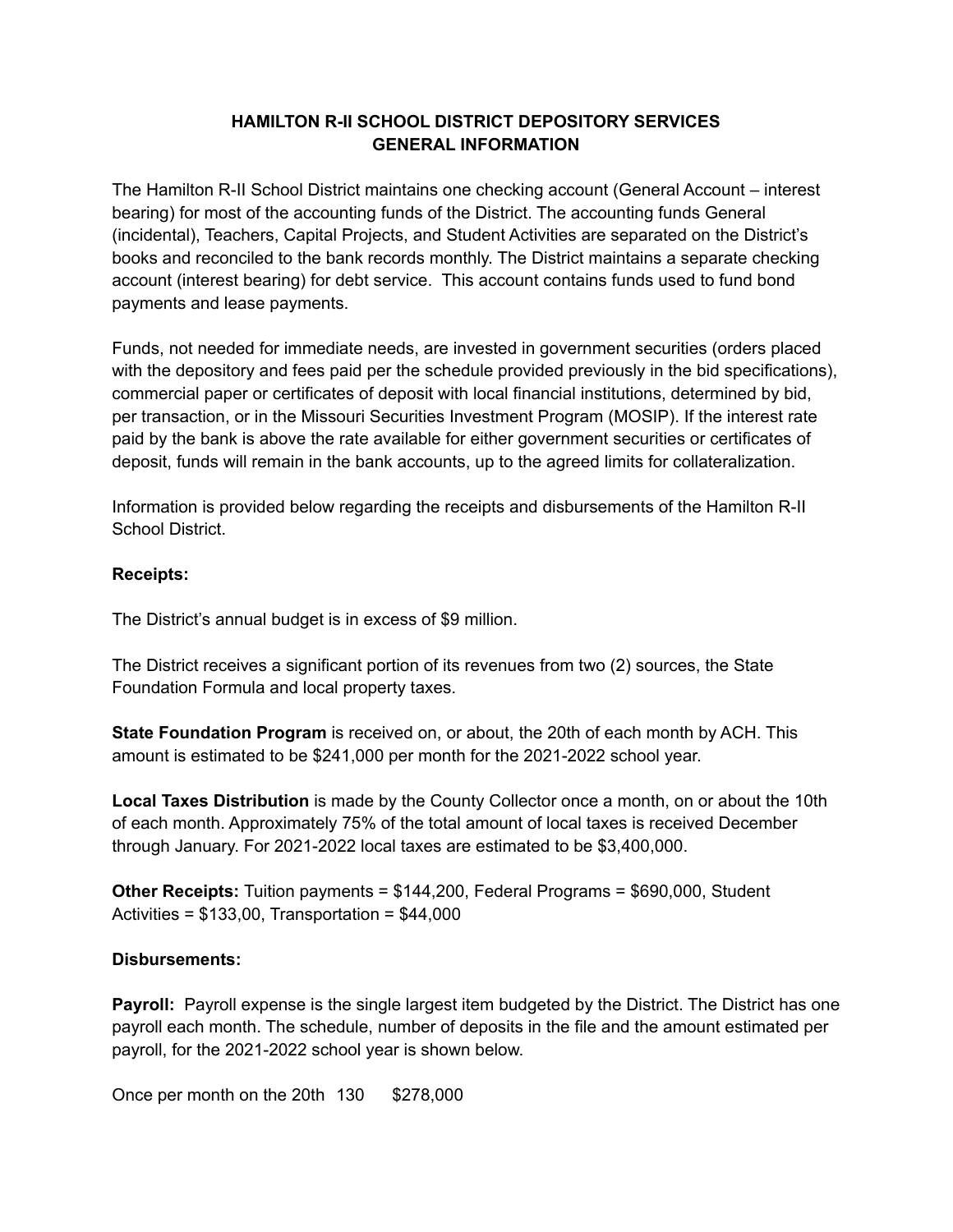# HAMILTON R-II SCHOOL DISTRICT DEPOSITORY SERVICES
## GENERAL INFORMATION

The Hamilton R-II School District maintains one checking account (General Account – interest bearing) for most of the accounting funds of the District. The accounting funds General (incidental), Teachers, Capital Projects, and Student Activities are separated on the District's books and reconciled to the bank records monthly. The District maintains a separate checking account (interest bearing) for debt service. This account contains funds used to fund bond payments and lease payments.

Funds, not needed for immediate needs, are invested in government securities (orders placed with the depository and fees paid per the schedule provided previously in the bid specifications), commercial paper or certificates of deposit with local financial institutions, determined by bid, per transaction, or in the Missouri Securities Investment Program (MOSIP). If the interest rate paid by the bank is above the rate available for either government securities or certificates of deposit, funds will remain in the bank accounts, up to the agreed limits for collateralization.

Information is provided below regarding the receipts and disbursements of the Hamilton R-II School District.

**Receipts:**

The District's annual budget is in excess of $9 million.

The District receives a significant portion of its revenues from two (2) sources, the State Foundation Formula and local property taxes.

**State Foundation Program** is received on, or about, the 20th of each month by ACH. This amount is estimated to be $241,000 per month for the 2021-2022 school year.

**Local Taxes Distribution** is made by the County Collector once a month, on or about the 10th of each month. Approximately 75% of the total amount of local taxes is received December through January. For 2021-2022 local taxes are estimated to be $3,400,000.

**Other Receipts:** Tuition payments = $144,200, Federal Programs = $690,000, Student Activities = $133,00, Transportation = $44,000

**Disbursements:**

**Payroll:** Payroll expense is the single largest item budgeted by the District. The District has one payroll each month. The schedule, number of deposits in the file and the amount estimated per payroll, for the 2021-2022 school year is shown below.

Once per month on the 20th 130 $278,000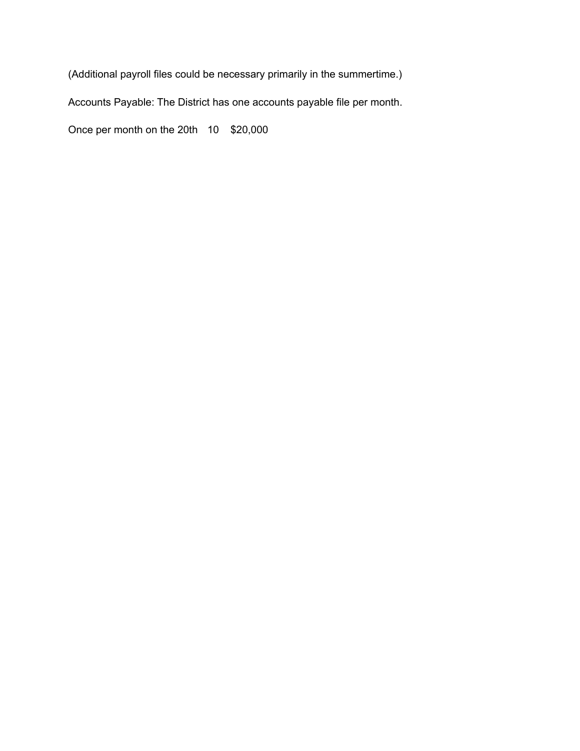(Additional payroll files could be necessary primarily in the summertime.)

Accounts Payable: The District has one accounts payable file per month.

| Once per month on the 20th | 10 | $20,000 |
| --- | --- | --- |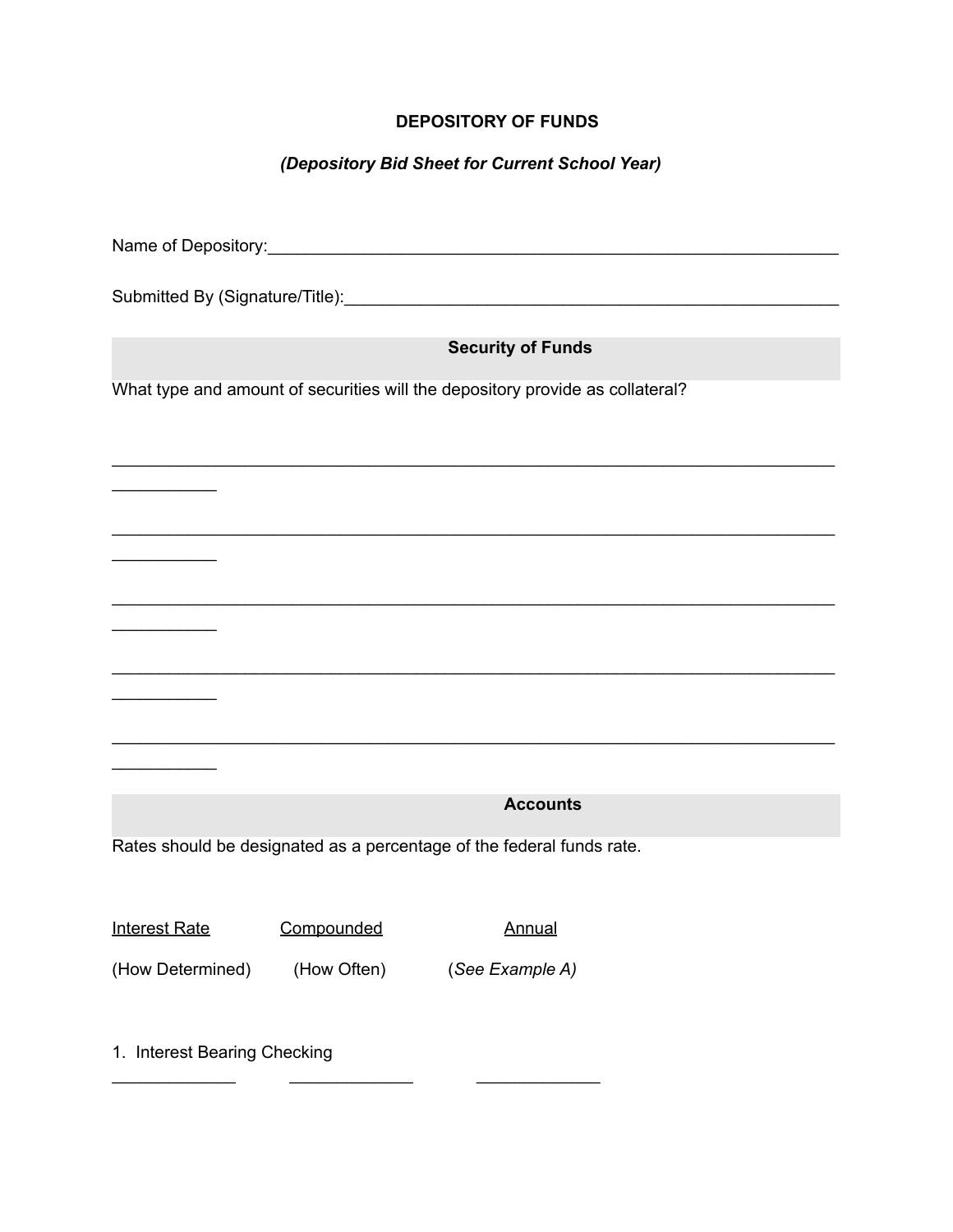**DEPOSITORY OF FUNDS**

***(Depository Bid Sheet for Current School Year)***

Name of Depository:_______________________________________________________________

Submitted By (Signature/Title):_____________________________________________________

**Security of Funds**

What type and amount of securities will the depository provide as collateral?

______________________________________________________________________________
___________

______________________________________________________________________________
___________

______________________________________________________________________________
___________

______________________________________________________________________________
___________

______________________________________________________________________________
___________

**Accounts**

Rates should be designated as a percentage of the federal funds rate.

| Interest Rate | Compounded | Annual |
|---|---|---|
| (How Determined) | (How Often) | (*See Example A)* |

1. Interest Bearing Checking

_____________ _____________ _____________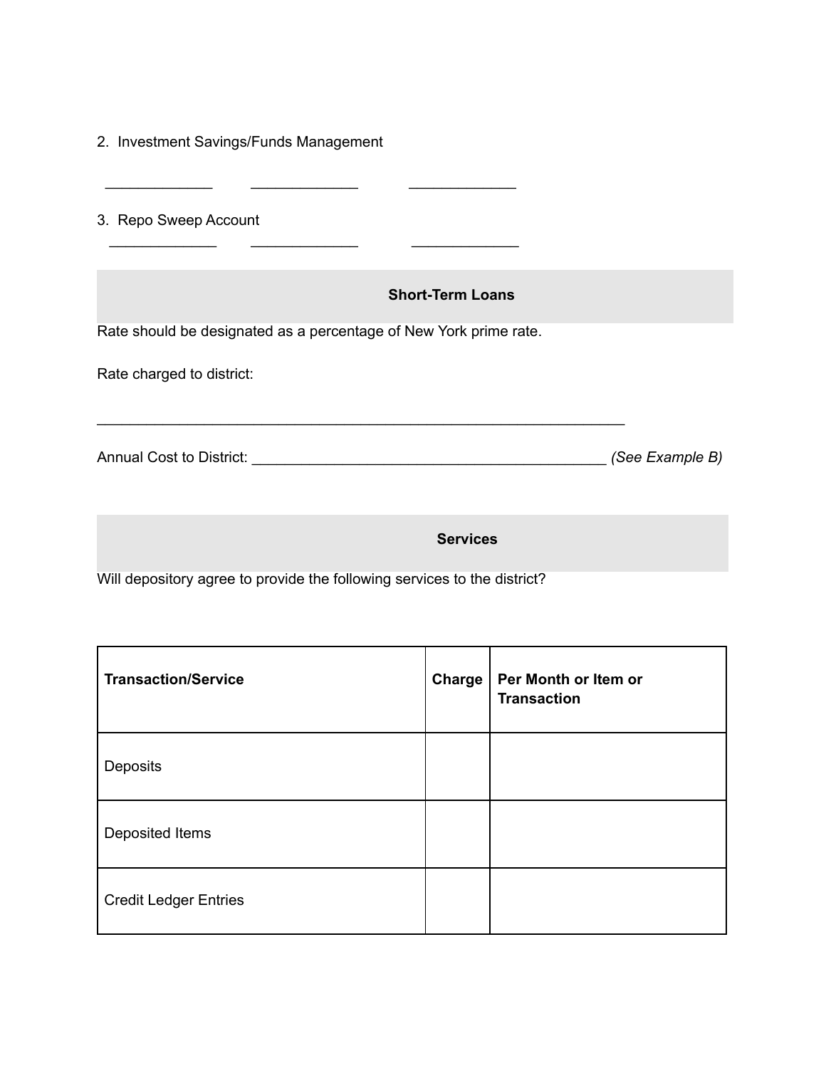2. Investment Savings/Funds Management

_____________ _____________ _____________

3. Repo Sweep Account

_____________ _____________ _____________

## Short-Term Loans

Rate should be designated as a percentage of New York prime rate.

Rate charged to district:

_________________________________________________________________

Annual Cost to District: ____________________________________________ *(See Example B)*

## Services

Will depository agree to provide the following services to the district?

| **Transaction/Service** | **Charge** | **Per Month or Item or Transaction** |
|---|---|---|
| Deposits | | |
| Deposited Items | | |
| Credit Ledger Entries | | |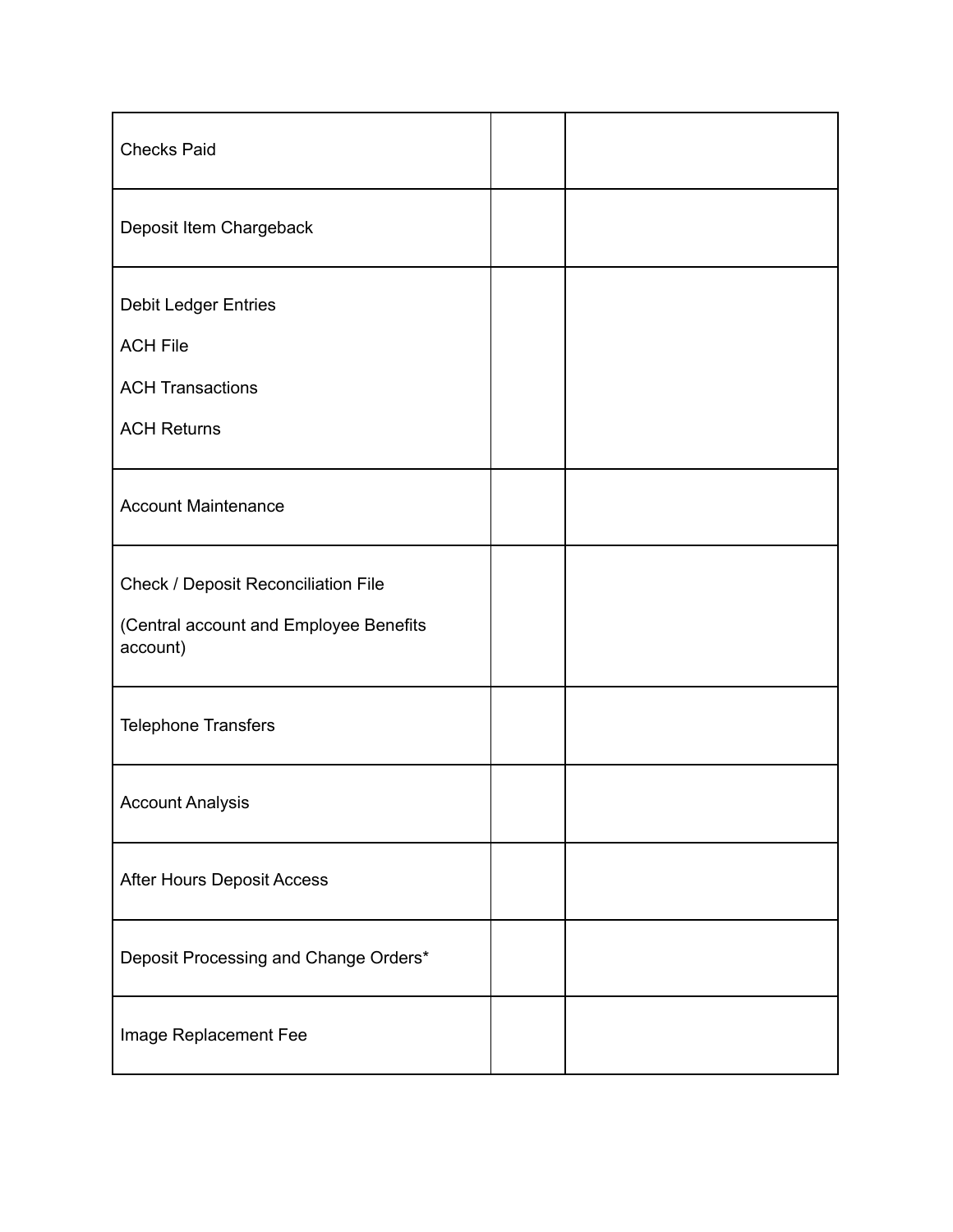| | | |
|---|---|---|
| Checks Paid | | |
| Deposit Item Chargeback | | |
| Debit Ledger Entries<br><br>ACH File<br><br>ACH Transactions<br><br>ACH Returns | | |
| Account Maintenance | | |
| Check / Deposit Reconciliation File<br><br>(Central account and Employee Benefits account) | | |
| Telephone Transfers | | |
| Account Analysis | | |
| After Hours Deposit Access | | |
| Deposit Processing and Change Orders* | | |
| Image Replacement Fee | | |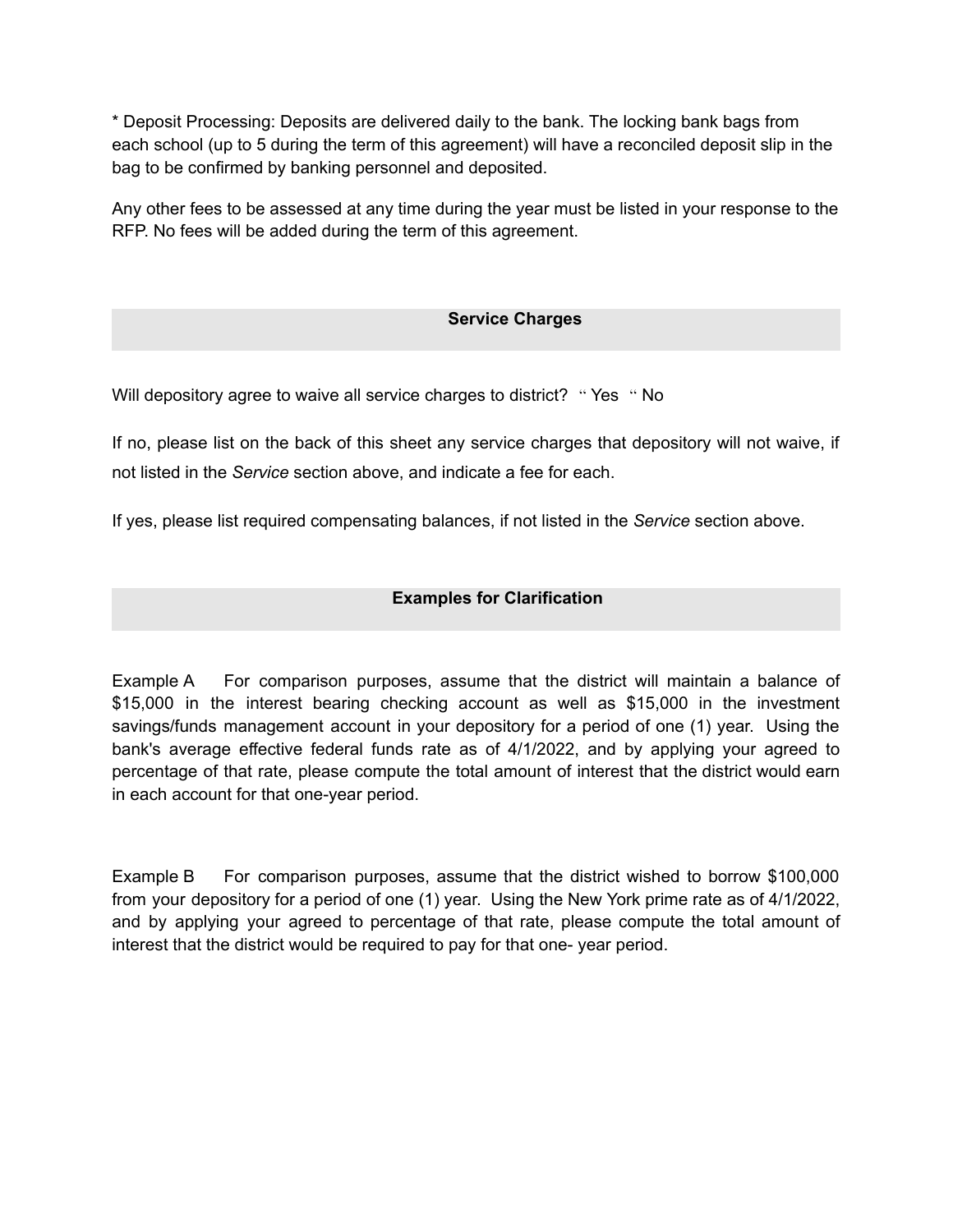* Deposit Processing: Deposits are delivered daily to the bank. The locking bank bags from each school (up to 5 during the term of this agreement) will have a reconciled deposit slip in the bag to be confirmed by banking personnel and deposited.

Any other fees to be assessed at any time during the year must be listed in your response to the RFP. No fees will be added during the term of this agreement.

## Service Charges

Will depository agree to waive all service charges to district? ☐ Yes ☐ No

If no, please list on the back of this sheet any service charges that depository will not waive, if not listed in the *Service* section above, and indicate a fee for each.

If yes, please list required compensating balances, if not listed in the *Service* section above.

## Examples for Clarification

Example A For comparison purposes, assume that the district will maintain a balance of $15,000 in the interest bearing checking account as well as $15,000 in the investment savings/funds management account in your depository for a period of one (1) year. Using the bank's average effective federal funds rate as of 4/1/2022, and by applying your agreed to percentage of that rate, please compute the total amount of interest that the district would earn in each account for that one-year period.

Example B For comparison purposes, assume that the district wished to borrow $100,000 from your depository for a period of one (1) year. Using the New York prime rate as of 4/1/2022, and by applying your agreed to percentage of that rate, please compute the total amount of interest that the district would be required to pay for that one- year period.